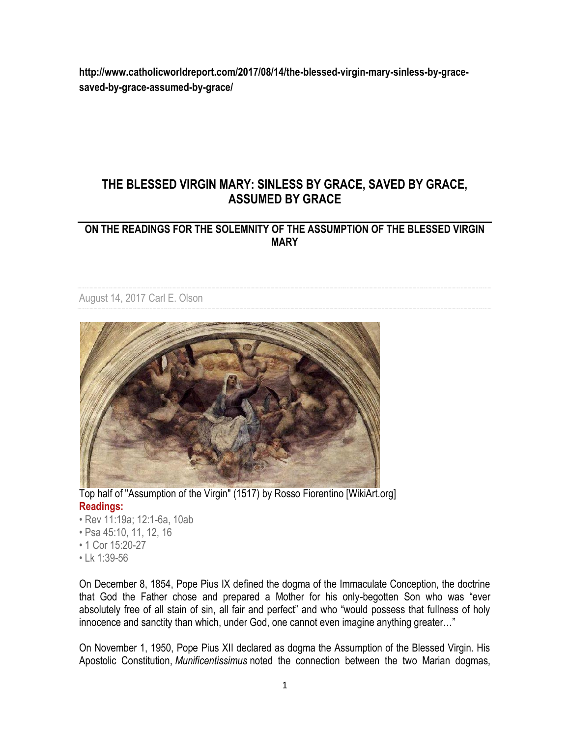**http://www.catholicworldreport.com/2017/08/14/the-blessed-virgin-mary-sinless-by-grace-saved-by-grace-assumed-by-grace/**

# THE BLESSED VIRGIN MARY: SINLESS BY GRACE, SAVED BY GRACE, ASSUMED BY GRACE

## ON THE READINGS FOR THE SOLEMNITY OF THE ASSUMPTION OF THE BLESSED VIRGIN MARY

August 14, 2017 Carl E. Olson

Top half of "Assumption of the Virgin" (1517) by Rosso Fiorentino [WikiArt.org]

**Readings:**

- Rev 11:19a; 12:1-6a, 10ab
- Psa 45:10, 11, 12, 16
- 1 Cor 15:20-27
- Lk 1:39-56

On December 8, 1854, Pope Pius IX defined the dogma of the Immaculate Conception, the doctrine that God the Father chose and prepared a Mother for his only-begotten Son who was "ever absolutely free of all stain of sin, all fair and perfect" and who "would possess that fullness of holy innocence and sanctity than which, under God, one cannot even imagine anything greater…"

On November 1, 1950, Pope Pius XII declared as dogma the Assumption of the Blessed Virgin. His Apostolic Constitution, *Munificentissimus* noted the connection between the two Marian dogmas,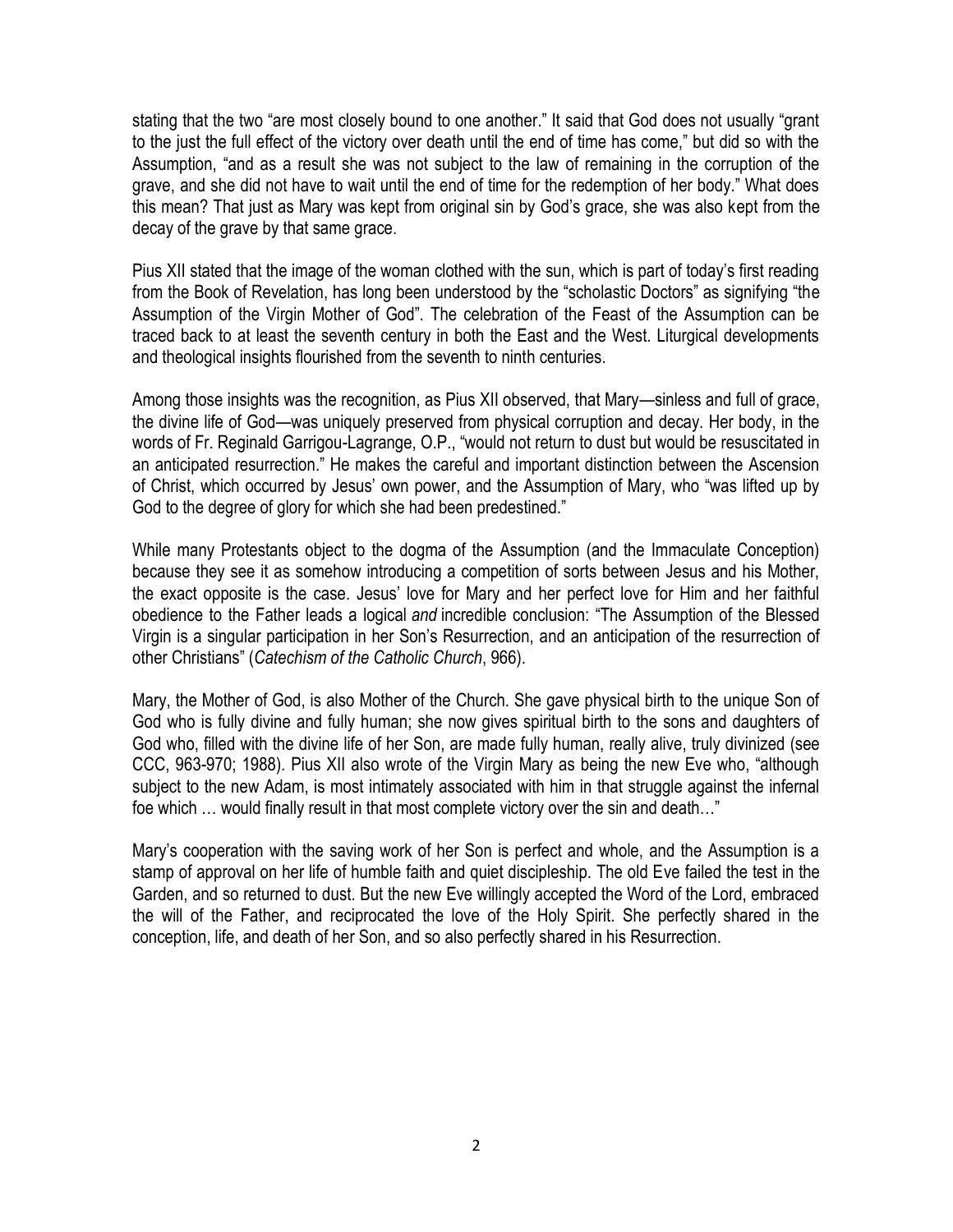stating that the two "are most closely bound to one another." It said that God does not usually "grant to the just the full effect of the victory over death until the end of time has come," but did so with the Assumption, "and as a result she was not subject to the law of remaining in the corruption of the grave, and she did not have to wait until the end of time for the redemption of her body." What does this mean? That just as Mary was kept from original sin by God's grace, she was also kept from the decay of the grave by that same grace.

Pius XII stated that the image of the woman clothed with the sun, which is part of today's first reading from the Book of Revelation, has long been understood by the "scholastic Doctors" as signifying "the Assumption of the Virgin Mother of God". The celebration of the Feast of the Assumption can be traced back to at least the seventh century in both the East and the West. Liturgical developments and theological insights flourished from the seventh to ninth centuries.

Among those insights was the recognition, as Pius XII observed, that Mary—sinless and full of grace, the divine life of God—was uniquely preserved from physical corruption and decay. Her body, in the words of Fr. Reginald Garrigou-Lagrange, O.P., "would not return to dust but would be resuscitated in an anticipated resurrection." He makes the careful and important distinction between the Ascension of Christ, which occurred by Jesus' own power, and the Assumption of Mary, who "was lifted up by God to the degree of glory for which she had been predestined."

While many Protestants object to the dogma of the Assumption (and the Immaculate Conception) because they see it as somehow introducing a competition of sorts between Jesus and his Mother, the exact opposite is the case. Jesus' love for Mary and her perfect love for Him and her faithful obedience to the Father leads a logical *and* incredible conclusion: "The Assumption of the Blessed Virgin is a singular participation in her Son's Resurrection, and an anticipation of the resurrection of other Christians" (*Catechism of the Catholic Church*, 966).

Mary, the Mother of God, is also Mother of the Church. She gave physical birth to the unique Son of God who is fully divine and fully human; she now gives spiritual birth to the sons and daughters of God who, filled with the divine life of her Son, are made fully human, really alive, truly divinized (see CCC, 963-970; 1988). Pius XII also wrote of the Virgin Mary as being the new Eve who, "although subject to the new Adam, is most intimately associated with him in that struggle against the infernal foe which … would finally result in that most complete victory over the sin and death…"

Mary's cooperation with the saving work of her Son is perfect and whole, and the Assumption is a stamp of approval on her life of humble faith and quiet discipleship. The old Eve failed the test in the Garden, and so returned to dust. But the new Eve willingly accepted the Word of the Lord, embraced the will of the Father, and reciprocated the love of the Holy Spirit. She perfectly shared in the conception, life, and death of her Son, and so also perfectly shared in his Resurrection.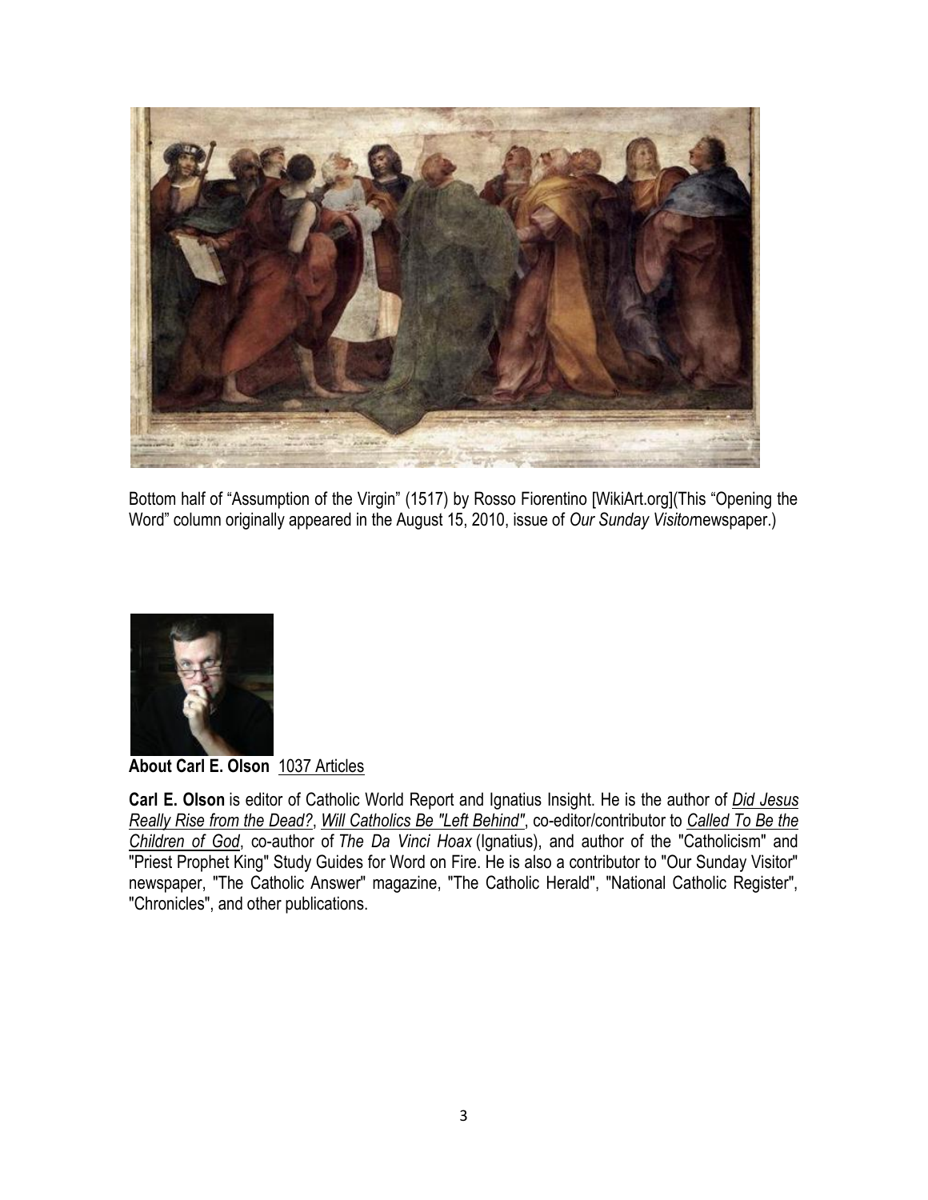Bottom half of “Assumption of the Virgin” (1517) by Rosso Fiorentino [WikiArt.org](This “Opening the Word” column originally appeared in the August 15, 2010, issue of *Our Sunday Visitor*newspaper.)

**About Carl E. Olson** 1037 Articles

**Carl E. Olson** is editor of Catholic World Report and Ignatius Insight. He is the author of *Did Jesus Really Rise from the Dead?*, *Will Catholics Be "Left Behind"*, co-editor/contributor to *Called To Be the Children of God*, co-author of *The Da Vinci Hoax* (Ignatius), and author of the "Catholicism" and "Priest Prophet King" Study Guides for Word on Fire. He is also a contributor to "Our Sunday Visitor" newspaper, "The Catholic Answer" magazine, "The Catholic Herald", "National Catholic Register", "Chronicles", and other publications.